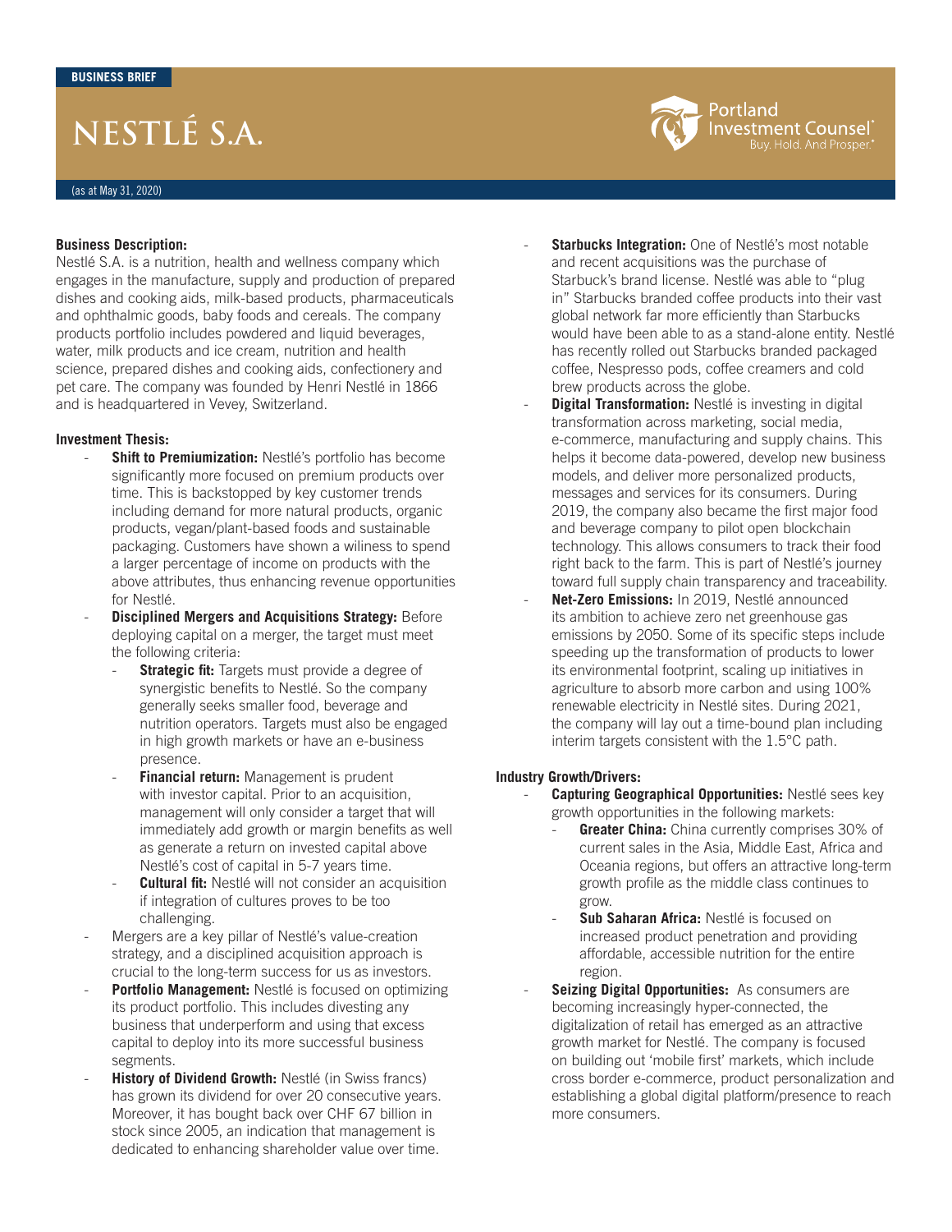BUSINESS BRIEF

# NESTLÉ S.A.

(as at May 31, 2020)

**Business Description:**

Nestlé S.A. is a nutrition, health and wellness company which engages in the manufacture, supply and production of prepared dishes and cooking aids, milk-based products, pharmaceuticals and ophthalmic goods, baby foods and cereals. The company products portfolio includes powdered and liquid beverages, water, milk products and ice cream, nutrition and health science, prepared dishes and cooking aids, confectionery and pet care. The company was founded by Henri Nestlé in 1866 and is headquartered in Vevey, Switzerland.

**Investment Thesis:**

- **Shift to Premiumization:** Nestlé's portfolio has become significantly more focused on premium products over time. This is backstopped by key customer trends including demand for more natural products, organic products, vegan/plant-based foods and sustainable packaging. Customers have shown a wiliness to spend a larger percentage of income on products with the above attributes, thus enhancing revenue opportunities for Nestlé.
- **Disciplined Mergers and Acquisitions Strategy:** Before deploying capital on a merger, the target must meet the following criteria:
  - **Strategic fit:** Targets must provide a degree of synergistic benefits to Nestlé. So the company generally seeks smaller food, beverage and nutrition operators. Targets must also be engaged in high growth markets or have an e-business presence.
  - **Financial return:** Management is prudent with investor capital. Prior to an acquisition, management will only consider a target that will immediately add growth or margin benefits as well as generate a return on invested capital above Nestlé's cost of capital in 5-7 years time.
  - **Cultural fit:** Nestlé will not consider an acquisition if integration of cultures proves to be too challenging.
- Mergers are a key pillar of Nestlé's value-creation strategy, and a disciplined acquisition approach is crucial to the long-term success for us as investors.
- **Portfolio Management:** Nestlé is focused on optimizing its product portfolio. This includes divesting any business that underperform and using that excess capital to deploy into its more successful business segments.
- **History of Dividend Growth:** Nestlé (in Swiss francs) has grown its dividend for over 20 consecutive years. Moreover, it has bought back over CHF 67 billion in stock since 2005, an indication that management is dedicated to enhancing shareholder value over time.
- **Starbucks Integration:** One of Nestlé's most notable and recent acquisitions was the purchase of Starbuck's brand license. Nestlé was able to "plug in" Starbucks branded coffee products into their vast global network far more efficiently than Starbucks would have been able to as a stand-alone entity. Nestlé has recently rolled out Starbucks branded packaged coffee, Nespresso pods, coffee creamers and cold brew products across the globe.
- **Digital Transformation:** Nestlé is investing in digital transformation across marketing, social media, e-commerce, manufacturing and supply chains. This helps it become data-powered, develop new business models, and deliver more personalized products, messages and services for its consumers. During 2019, the company also became the first major food and beverage company to pilot open blockchain technology. This allows consumers to track their food right back to the farm. This is part of Nestlé's journey toward full supply chain transparency and traceability.
- **Net-Zero Emissions:** In 2019, Nestlé announced its ambition to achieve zero net greenhouse gas emissions by 2050. Some of its specific steps include speeding up the transformation of products to lower its environmental footprint, scaling up initiatives in agriculture to absorb more carbon and using 100% renewable electricity in Nestlé sites. During 2021, the company will lay out a time-bound plan including interim targets consistent with the 1.5°C path.

**Industry Growth/Drivers:**

- **Capturing Geographical Opportunities:** Nestlé sees key growth opportunities in the following markets:
  - **Greater China:** China currently comprises 30% of current sales in the Asia, Middle East, Africa and Oceania regions, but offers an attractive long-term growth profile as the middle class continues to grow.
  - **Sub Saharan Africa:** Nestlé is focused on increased product penetration and providing affordable, accessible nutrition for the entire region.
- **Seizing Digital Opportunities:** As consumers are becoming increasingly hyper-connected, the digitalization of retail has emerged as an attractive growth market for Nestlé. The company is focused on building out 'mobile first' markets, which include cross border e-commerce, product personalization and establishing a global digital platform/presence to reach more consumers.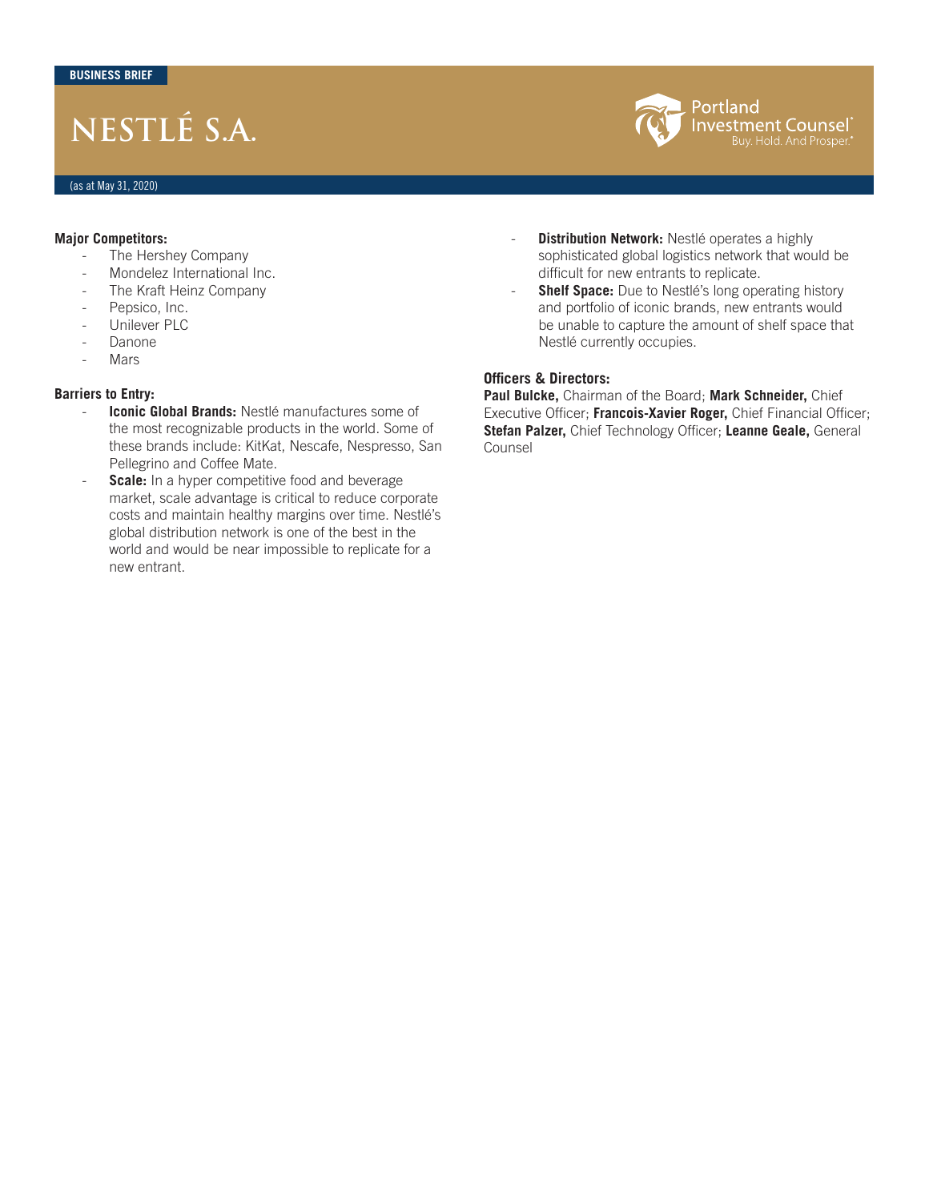BUSINESS BRIEF

# NESTLÉ S.A.

(as at May 31, 2020)

**Major Competitors:**

- The Hershey Company
- Mondelez International Inc.
- The Kraft Heinz Company
- Pepsico, Inc.
- Unilever PLC
- Danone
- Mars

**Barriers to Entry:**

- **Iconic Global Brands:** Nestlé manufactures some of the most recognizable products in the world. Some of these brands include: KitKat, Nescafe, Nespresso, San Pellegrino and Coffee Mate.
- **Scale:** In a hyper competitive food and beverage market, scale advantage is critical to reduce corporate costs and maintain healthy margins over time. Nestlé's global distribution network is one of the best in the world and would be near impossible to replicate for a new entrant.
- **Distribution Network:** Nestlé operates a highly sophisticated global logistics network that would be difficult for new entrants to replicate.
- **Shelf Space:** Due to Nestlé's long operating history and portfolio of iconic brands, new entrants would be unable to capture the amount of shelf space that Nestlé currently occupies.

**Officers & Directors:**

**Paul Bulcke,** Chairman of the Board; **Mark Schneider,** Chief Executive Officer; **Francois-Xavier Roger,** Chief Financial Officer; **Stefan Palzer,** Chief Technology Officer; **Leanne Geale,** General Counsel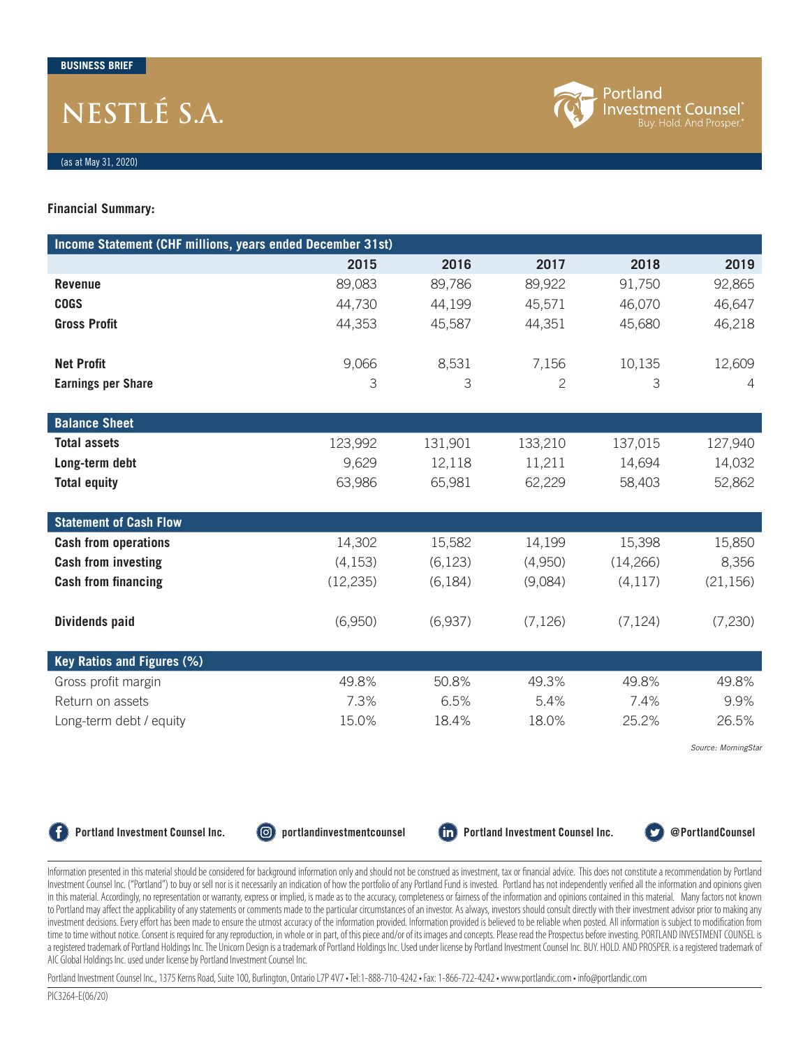BUSINESS BRIEF

# NESTLÉ S.A.

Portland Investment Counsel®
Buy. Hold. And Prosper.®

(as at May 31, 2020)

**Financial Summary:**

| Income Statement (CHF millions, years ended December 31st) | 2015 | 2016 | 2017 | 2018 | 2019 |
|---|---|---|---|---|---|
| **Revenue** | 89,083 | 89,786 | 89,922 | 91,750 | 92,865 |
| **COGS** | 44,730 | 44,199 | 45,571 | 46,070 | 46,647 |
| **Gross Profit** | 44,353 | 45,587 | 44,351 | 45,680 | 46,218 |
| **Net Profit** | 9,066 | 8,531 | 7,156 | 10,135 | 12,609 |
| **Earnings per Share** | 3 | 3 | 2 | 3 | 4 |
| **Balance Sheet** | | | | | |
| **Total assets** | 123,992 | 131,901 | 133,210 | 137,015 | 127,940 |
| **Long-term debt** | 9,629 | 12,118 | 11,211 | 14,694 | 14,032 |
| **Total equity** | 63,986 | 65,981 | 62,229 | 58,403 | 52,862 |
| **Statement of Cash Flow** | | | | | |
| **Cash from operations** | 14,302 | 15,582 | 14,199 | 15,398 | 15,850 |
| **Cash from investing** | (4,153) | (6,123) | (4,950) | (14,266) | 8,356 |
| **Cash from financing** | (12,235) | (6,184) | (9,084) | (4,117) | (21,156) |
| **Dividends paid** | (6,950) | (6,937) | (7,126) | (7,124) | (7,230) |
| **Key Ratios and Figures (%)** | | | | | |
| Gross profit margin | 49.8% | 50.8% | 49.3% | 49.8% | 49.8% |
| Return on assets | 7.3% | 6.5% | 5.4% | 7.4% | 9.9% |
| Long-term debt / equity | 15.0% | 18.4% | 18.0% | 25.2% | 26.5% |

*Source: MorningStar*

**Portland Investment Counsel Inc.** **portlandinvestmentcounsel** **Portland Investment Counsel Inc.** **@PortlandCounsel**

Information presented in this material should be considered for background information only and should not be construed as investment, tax or financial advice. This does not constitute a recommendation by Portland Investment Counsel Inc. ("Portland") to buy or sell nor is it necessarily an indication of how the portfolio of any Portland Fund is invested. Portland has not independently verified all the information and opinions given in this material. Accordingly, no representation or warranty, express or implied, is made as to the accuracy, completeness or fairness of the information and opinions contained in this material. Many factors not known to Portland may affect the applicability of any statements or comments made to the particular circumstances of an investor. As always, investors should consult directly with their investment advisor prior to making any investment decisions. Every effort has been made to ensure the utmost accuracy of the information provided. Information provided is believed to be reliable when posted. All information is subject to modification from time to time without notice. Consent is required for any reproduction, in whole or in part, of this piece and/or of its images and concepts. Please read the Prospectus before investing. PORTLAND INVESTMENT COUNSEL is a registered trademark of Portland Holdings Inc. The Unicorn Design is a trademark of Portland Holdings Inc. Used under license by Portland Investment Counsel Inc. BUY. HOLD. AND PROSPER. is a registered trademark of AIC Global Holdings Inc. used under license by Portland Investment Counsel Inc.

Portland Investment Counsel Inc., 1375 Kerns Road, Suite 100, Burlington, Ontario L7P 4V7 • Tel:1-888-710-4242 • Fax: 1-866-722-4242 • www.portlandic.com • info@portlandic.com

PIC3264-E(06/20)